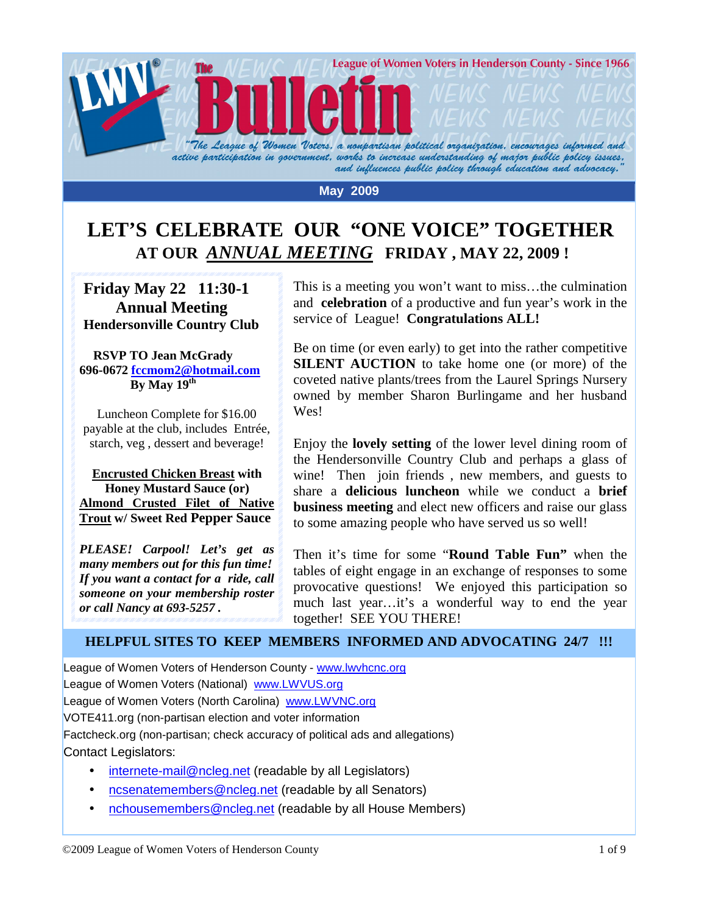League of Women Voters in Henderson County - Since 1966

# The Bulletin

*"The League of Women Voters, a nonpartisan political organization, encourages informed and active participation in government, works to increase understanding of major public policy issues, and influences public policy through education and advocacy."*

**May 2009**

# LET'S CELEBRATE OUR "ONE VOICE" TOGETHER

## AT OUR *ANNUAL MEETING* FRIDAY , MAY 22, 2009 !

**Friday May 22 11:30-1**
**Annual Meeting**
**Hendersonville Country Club**

**RSVP TO Jean McGrady**
**696-0672 fccmom2@hotmail.com**
**By May 19th**

Luncheon Complete for $16.00 payable at the club, includes Entrée, starch, veg , dessert and beverage!

**Encrusted Chicken Breast with Honey Mustard Sauce (or) Almond Crusted Filet of Native Trout w/ Sweet Red Pepper Sauce**

***PLEASE! Carpool! Let's get as many members out for this fun time! If you want a contact for a ride, call someone on your membership roster or call Nancy at 693-5257 .***

This is a meeting you won't want to miss…the culmination and **celebration** of a productive and fun year's work in the service of League! **Congratulations ALL!**

Be on time (or even early) to get into the rather competitive **SILENT AUCTION** to take home one (or more) of the coveted native plants/trees from the Laurel Springs Nursery owned by member Sharon Burlingame and her husband Wes!

Enjoy the **lovely setting** of the lower level dining room of the Hendersonville Country Club and perhaps a glass of wine! Then join friends , new members, and guests to share a **delicious luncheon** while we conduct a **brief business meeting** and elect new officers and raise our glass to some amazing people who have served us so well!

Then it's time for some "**Round Table Fun"** when the tables of eight engage in an exchange of responses to some provocative questions! We enjoyed this participation so much last year…it's a wonderful way to end the year together! SEE YOU THERE!

## HELPFUL SITES TO KEEP MEMBERS INFORMED AND ADVOCATING 24/7 !!!

League of Women Voters of Henderson County - www.lwvhcnc.org
League of Women Voters (National) www.LWVUS.org
League of Women Voters (North Carolina) www.LWVNC.org
VOTE411.org (non-partisan election and voter information
Factcheck.org (non-partisan; check accuracy of political ads and allegations)
Contact Legislators:

- internete-mail@ncleg.net (readable by all Legislators)
- ncsenatemembers@ncleg.net (readable by all Senators)
- nchousemembers@ncleg.net (readable by all House Members)

©2009 League of Women Voters of Henderson County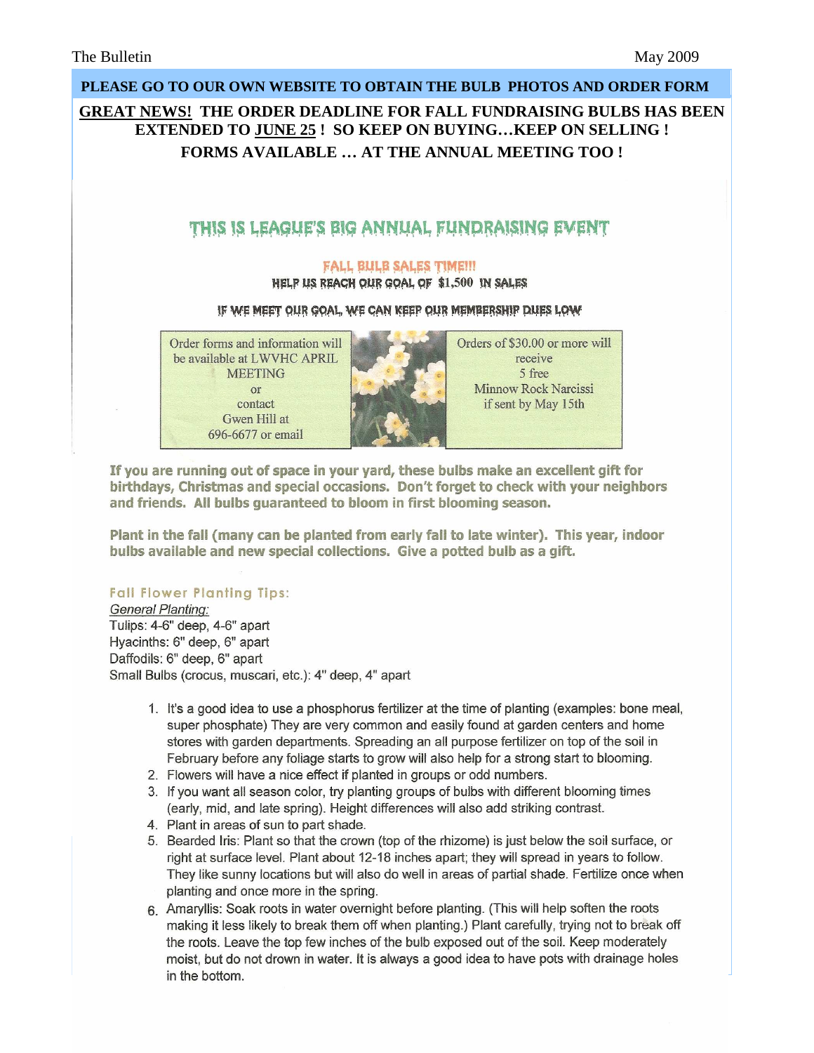**PLEASE GO TO OUR OWN WEBSITE TO OBTAIN THE BULB PHOTOS AND ORDER FORM**

**GREAT NEWS! THE ORDER DEADLINE FOR FALL FUNDRAISING BULBS HAS BEEN EXTENDED TO JUNE 25 ! SO KEEP ON BUYING…KEEP ON SELLING ! FORMS AVAILABLE … AT THE ANNUAL MEETING TOO !**

## THIS IS LEAGUE'S BIG ANNUAL FUNDRAISING EVENT

**FALL BULB SALES TIME!!!**

**HELP US REACH OUR GOAL OF $1,500 IN SALES**

**IF WE MEET OUR GOAL, WE CAN KEEP OUR MEMBERSHIP DUES LOW**

Order forms and information will be available at LWVHC APRIL MEETING or contact Gwen Hill at 696-6677 or email

Orders of $30.00 or more will receive 5 free Minnow Rock Narcissi if sent by May 15th

**If you are running out of space in your yard, these bulbs make an excellent gift for birthdays, Christmas and special occasions. Don't forget to check with your neighbors and friends. All bulbs guaranteed to bloom in first blooming season.**

**Plant in the fall (many can be planted from early fall to late winter). This year, indoor bulbs available and new special collections. Give a potted bulb as a gift.**

### Fall Flower Planting Tips:

*General Planting:*

Tulips: 4-6" deep, 4-6" apart
Hyacinths: 6" deep, 6" apart
Daffodils: 6" deep, 6" apart
Small Bulbs (crocus, muscari, etc.): 4" deep, 4" apart

1. It's a good idea to use a phosphorus fertilizer at the time of planting (examples: bone meal, super phosphate) They are very common and easily found at garden centers and home stores with garden departments. Spreading an all purpose fertilizer on top of the soil in February before any foliage starts to grow will also help for a strong start to blooming.
2. Flowers will have a nice effect if planted in groups or odd numbers.
3. If you want all season color, try planting groups of bulbs with different blooming times (early, mid, and late spring). Height differences will also add striking contrast.
4. Plant in areas of sun to part shade.
5. Bearded Iris: Plant so that the crown (top of the rhizome) is just below the soil surface, or right at surface level. Plant about 12-18 inches apart; they will spread in years to follow. They like sunny locations but will also do well in areas of partial shade. Fertilize once when planting and once more in the spring.
6. Amaryllis: Soak roots in water overnight before planting. (This will help soften the roots making it less likely to break them off when planting.) Plant carefully, trying not to break off the roots. Leave the top few inches of the bulb exposed out of the soil. Keep moderately moist, but do not drown in water. It is always a good idea to have pots with drainage holes in the bottom.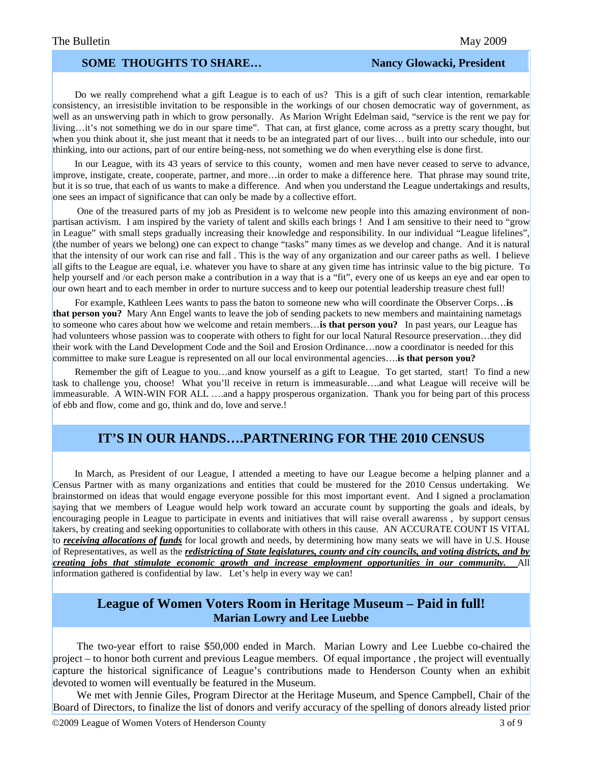## SOME THOUGHTS TO SHARE… Nancy Glowacki, President

Do we really comprehend what a gift League is to each of us? This is a gift of such clear intention, remarkable consistency, an irresistible invitation to be responsible in the workings of our chosen democratic way of government, as well as an unswerving path in which to grow personally. As Marion Wright Edelman said, "service is the rent we pay for living…it's not something we do in our spare time". That can, at first glance, come across as a pretty scary thought, but when you think about it, she just meant that it needs to be an integrated part of our lives… built into our schedule, into our thinking, into our actions, part of our entire being-ness, not something we do when everything else is done first.

In our League, with its 43 years of service to this county, women and men have never ceased to serve to advance, improve, instigate, create, cooperate, partner, and more…in order to make a difference here. That phrase may sound trite, but it is so true, that each of us wants to make a difference. And when you understand the League undertakings and results, one sees an impact of significance that can only be made by a collective effort.

One of the treasured parts of my job as President is to welcome new people into this amazing environment of non-partisan activism. I am inspired by the variety of talent and skills each brings ! And I am sensitive to their need to "grow in League" with small steps gradually increasing their knowledge and responsibility. In our individual "League lifelines", (the number of years we belong) one can expect to change "tasks" many times as we develop and change. And it is natural that the intensity of our work can rise and fall . This is the way of any organization and our career paths as well. I believe all gifts to the League are equal, i.e. whatever you have to share at any given time has intrinsic value to the big picture. To help yourself and /or each person make a contribution in a way that is a "fit", every one of us keeps an eye and ear open to our own heart and to each member in order to nurture success and to keep our potential leadership treasure chest full!

For example, Kathleen Lees wants to pass the baton to someone new who will coordinate the Observer Corps…**is that person you?** Mary Ann Engel wants to leave the job of sending packets to new members and maintaining nametags to someone who cares about how we welcome and retain members…**is that person you?** In past years, our League has had volunteers whose passion was to cooperate with others to fight for our local Natural Resource preservation…they did their work with the Land Development Code and the Soil and Erosion Ordinance…now a coordinator is needed for this committee to make sure League is represented on all our local environmental agencies….**is that person you?**

Remember the gift of League to you…and know yourself as a gift to League. To get started, start! To find a new task to challenge you, choose! What you'll receive in return is immeasurable….and what League will receive will be immeasurable. A WIN-WIN FOR ALL ….and a happy prosperous organization. Thank you for being part of this process of ebb and flow, come and go, think and do, love and serve.!

## IT'S IN OUR HANDS….PARTNERING FOR THE 2010 CENSUS

In March, as President of our League, I attended a meeting to have our League become a helping planner and a Census Partner with as many organizations and entities that could be mustered for the 2010 Census undertaking. We brainstormed on ideas that would engage everyone possible for this most important event. And I signed a proclamation saying that we members of League would help work toward an accurate count by supporting the goals and ideals, by encouraging people in League to participate in events and initiatives that will raise overall awarenss , by support census takers, by creating and seeking opportunities to collaborate with others in this cause. AN ACCURATE COUNT IS VITAL to ***receiving allocations of funds*** for local growth and needs, by determining how many seats we will have in U.S. House of Representatives, as well as the ***redistricting of State legislatures, county and city councils, and voting districts, and by creating jobs that stimulate economic growth and increase employment opportunities in our community.*** All information gathered is confidential by law. Let's help in every way we can!

## League of Women Voters Room in Heritage Museum – Paid in full!
**Marian Lowry and Lee Luebbe**

The two-year effort to raise $50,000 ended in March. Marian Lowry and Lee Luebbe co-chaired the project – to honor both current and previous League members. Of equal importance , the project will eventually capture the historical significance of League's contributions made to Henderson County when an exhibit devoted to women will eventually be featured in the Museum.

We met with Jennie Giles, Program Director at the Heritage Museum, and Spence Campbell, Chair of the Board of Directors, to finalize the list of donors and verify accuracy of the spelling of donors already listed prior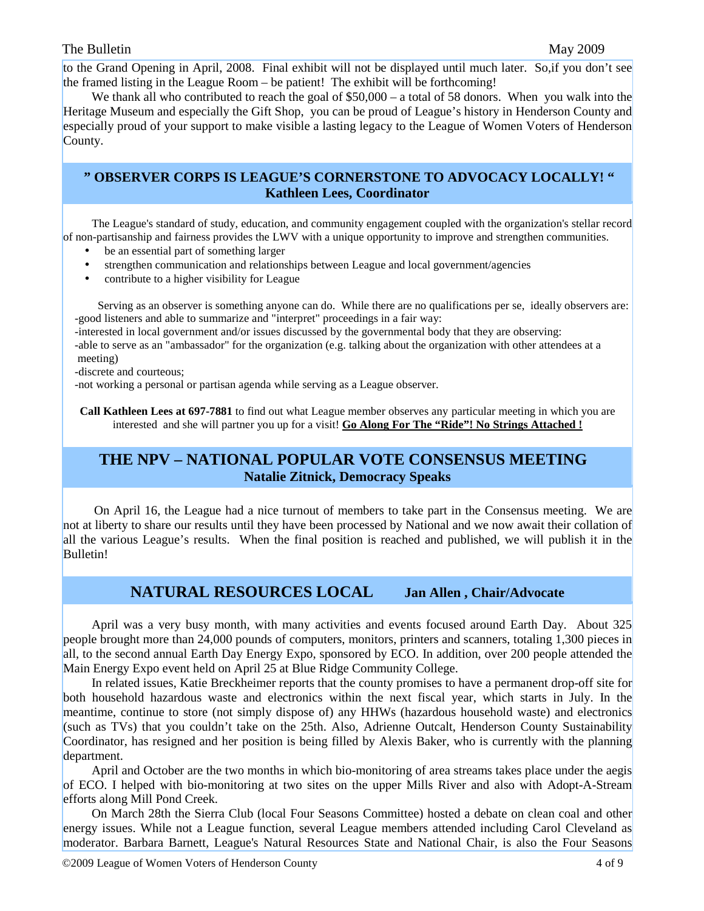to the Grand Opening in April, 2008. Final exhibit will not be displayed until much later. So,if you don't see the framed listing in the League Room – be patient! The exhibit will be forthcoming!

We thank all who contributed to reach the goal of $50,000 – a total of 58 donors. When you walk into the Heritage Museum and especially the Gift Shop, you can be proud of League's history in Henderson County and especially proud of your support to make visible a lasting legacy to the League of Women Voters of Henderson County.

## " OBSERVER CORPS IS LEAGUE'S CORNERSTONE TO ADVOCACY LOCALLY! "

**Kathleen Lees, Coordinator**

The League's standard of study, education, and community engagement coupled with the organization's stellar record of non-partisanship and fairness provides the LWV with a unique opportunity to improve and strengthen communities.

- be an essential part of something larger
- strengthen communication and relationships between League and local government/agencies
- contribute to a higher visibility for League

Serving as an observer is something anyone can do. While there are no qualifications per se, ideally observers are:

-good listeners and able to summarize and "interpret" proceedings in a fair way:

-interested in local government and/or issues discussed by the governmental body that they are observing:

-able to serve as an "ambassador" for the organization (e.g. talking about the organization with other attendees at a meeting)

-discrete and courteous;

-not working a personal or partisan agenda while serving as a League observer.

**Call Kathleen Lees at 697-7881** to find out what League member observes any particular meeting in which you are interested and she will partner you up for a visit! **Go Along For The "Ride"! No Strings Attached !**

## THE NPV – NATIONAL POPULAR VOTE CONSENSUS MEETING

**Natalie Zitnick, Democracy Speaks**

On April 16, the League had a nice turnout of members to take part in the Consensus meeting. We are not at liberty to share our results until they have been processed by National and we now await their collation of all the various League's results. When the final position is reached and published, we will publish it in the Bulletin!

## NATURAL RESOURCES LOCAL — Jan Allen , Chair/Advocate

April was a very busy month, with many activities and events focused around Earth Day. About 325 people brought more than 24,000 pounds of computers, monitors, printers and scanners, totaling 1,300 pieces in all, to the second annual Earth Day Energy Expo, sponsored by ECO. In addition, over 200 people attended the Main Energy Expo event held on April 25 at Blue Ridge Community College.

In related issues, Katie Breckheimer reports that the county promises to have a permanent drop-off site for both household hazardous waste and electronics within the next fiscal year, which starts in July. In the meantime, continue to store (not simply dispose of) any HHWs (hazardous household waste) and electronics (such as TVs) that you couldn't take on the 25th. Also, Adrienne Outcalt, Henderson County Sustainability Coordinator, has resigned and her position is being filled by Alexis Baker, who is currently with the planning department.

April and October are the two months in which bio-monitoring of area streams takes place under the aegis of ECO. I helped with bio-monitoring at two sites on the upper Mills River and also with Adopt-A-Stream efforts along Mill Pond Creek.

On March 28th the Sierra Club (local Four Seasons Committee) hosted a debate on clean coal and other energy issues. While not a League function, several League members attended including Carol Cleveland as moderator. Barbara Barnett, League's Natural Resources State and National Chair, is also the Four Seasons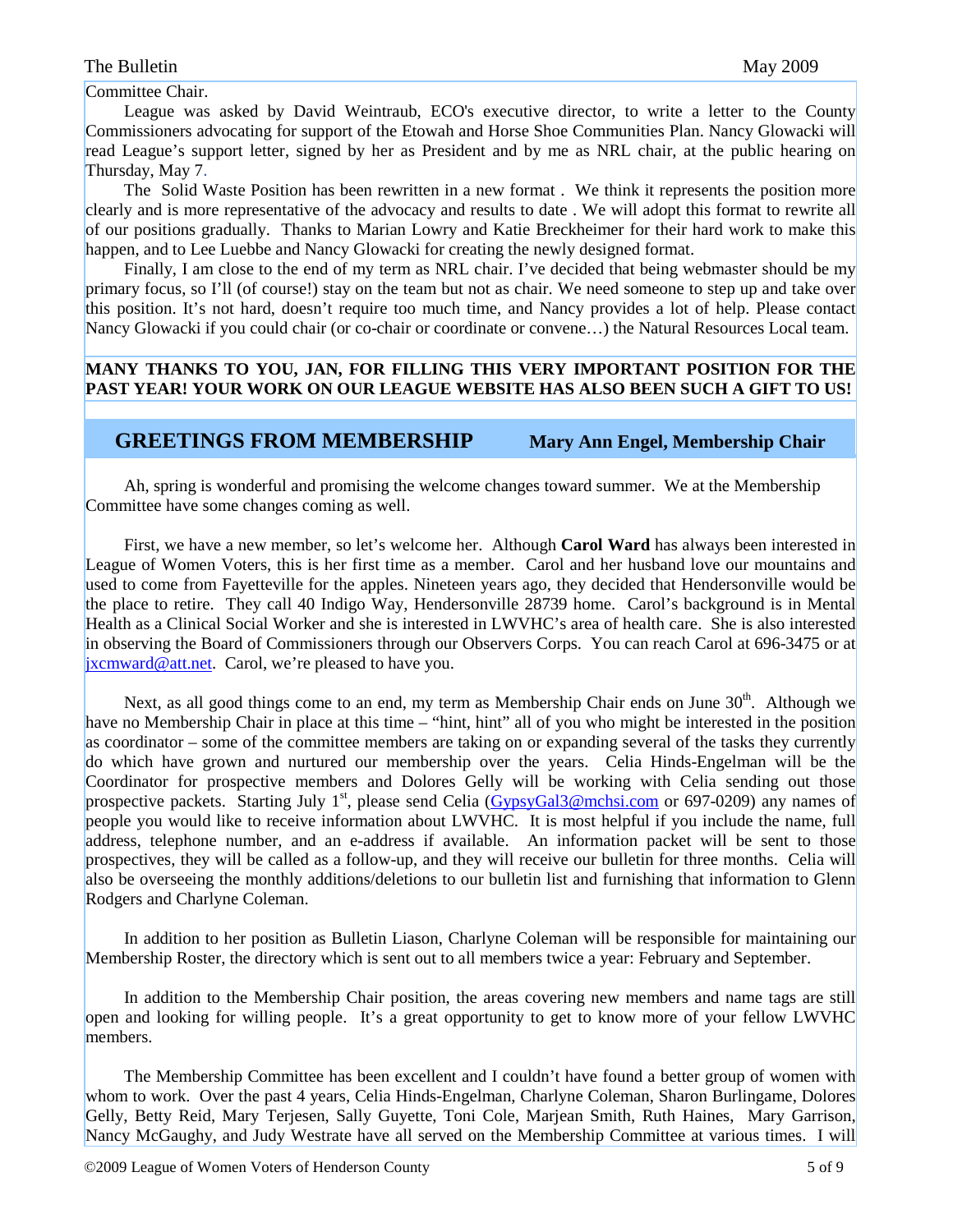Committee Chair.

League was asked by David Weintraub, ECO's executive director, to write a letter to the County Commissioners advocating for support of the Etowah and Horse Shoe Communities Plan. Nancy Glowacki will read League's support letter, signed by her as President and by me as NRL chair, at the public hearing on Thursday, May 7.

The Solid Waste Position has been rewritten in a new format . We think it represents the position more clearly and is more representative of the advocacy and results to date . We will adopt this format to rewrite all of our positions gradually. Thanks to Marian Lowry and Katie Breckheimer for their hard work to make this happen, and to Lee Luebbe and Nancy Glowacki for creating the newly designed format.

Finally, I am close to the end of my term as NRL chair. I've decided that being webmaster should be my primary focus, so I'll (of course!) stay on the team but not as chair. We need someone to step up and take over this position. It's not hard, doesn't require too much time, and Nancy provides a lot of help. Please contact Nancy Glowacki if you could chair (or co-chair or coordinate or convene…) the Natural Resources Local team.

**MANY THANKS TO YOU, JAN, FOR FILLING THIS VERY IMPORTANT POSITION FOR THE PAST YEAR! YOUR WORK ON OUR LEAGUE WEBSITE HAS ALSO BEEN SUCH A GIFT TO US!**

## GREETINGS FROM MEMBERSHIP — Mary Ann Engel, Membership Chair

Ah, spring is wonderful and promising the welcome changes toward summer. We at the Membership Committee have some changes coming as well.

First, we have a new member, so let's welcome her. Although **Carol Ward** has always been interested in League of Women Voters, this is her first time as a member. Carol and her husband love our mountains and used to come from Fayetteville for the apples. Nineteen years ago, they decided that Hendersonville would be the place to retire. They call 40 Indigo Way, Hendersonville 28739 home. Carol's background is in Mental Health as a Clinical Social Worker and she is interested in LWVHC's area of health care. She is also interested in observing the Board of Commissioners through our Observers Corps. You can reach Carol at 696-3475 or at jxcmward@att.net. Carol, we're pleased to have you.

Next, as all good things come to an end, my term as Membership Chair ends on June 30th. Although we have no Membership Chair in place at this time – "hint, hint" all of you who might be interested in the position as coordinator – some of the committee members are taking on or expanding several of the tasks they currently do which have grown and nurtured our membership over the years. Celia Hinds-Engelman will be the Coordinator for prospective members and Dolores Gelly will be working with Celia sending out those prospective packets. Starting July 1st, please send Celia (GypsyGal3@mchsi.com or 697-0209) any names of people you would like to receive information about LWVHC. It is most helpful if you include the name, full address, telephone number, and an e-address if available. An information packet will be sent to those prospectives, they will be called as a follow-up, and they will receive our bulletin for three months. Celia will also be overseeing the monthly additions/deletions to our bulletin list and furnishing that information to Glenn Rodgers and Charlyne Coleman.

In addition to her position as Bulletin Liason, Charlyne Coleman will be responsible for maintaining our Membership Roster, the directory which is sent out to all members twice a year: February and September.

In addition to the Membership Chair position, the areas covering new members and name tags are still open and looking for willing people. It's a great opportunity to get to know more of your fellow LWVHC members.

The Membership Committee has been excellent and I couldn't have found a better group of women with whom to work. Over the past 4 years, Celia Hinds-Engelman, Charlyne Coleman, Sharon Burlingame, Dolores Gelly, Betty Reid, Mary Terjesen, Sally Guyette, Toni Cole, Marjean Smith, Ruth Haines, Mary Garrison, Nancy McGaughy, and Judy Westrate have all served on the Membership Committee at various times. I will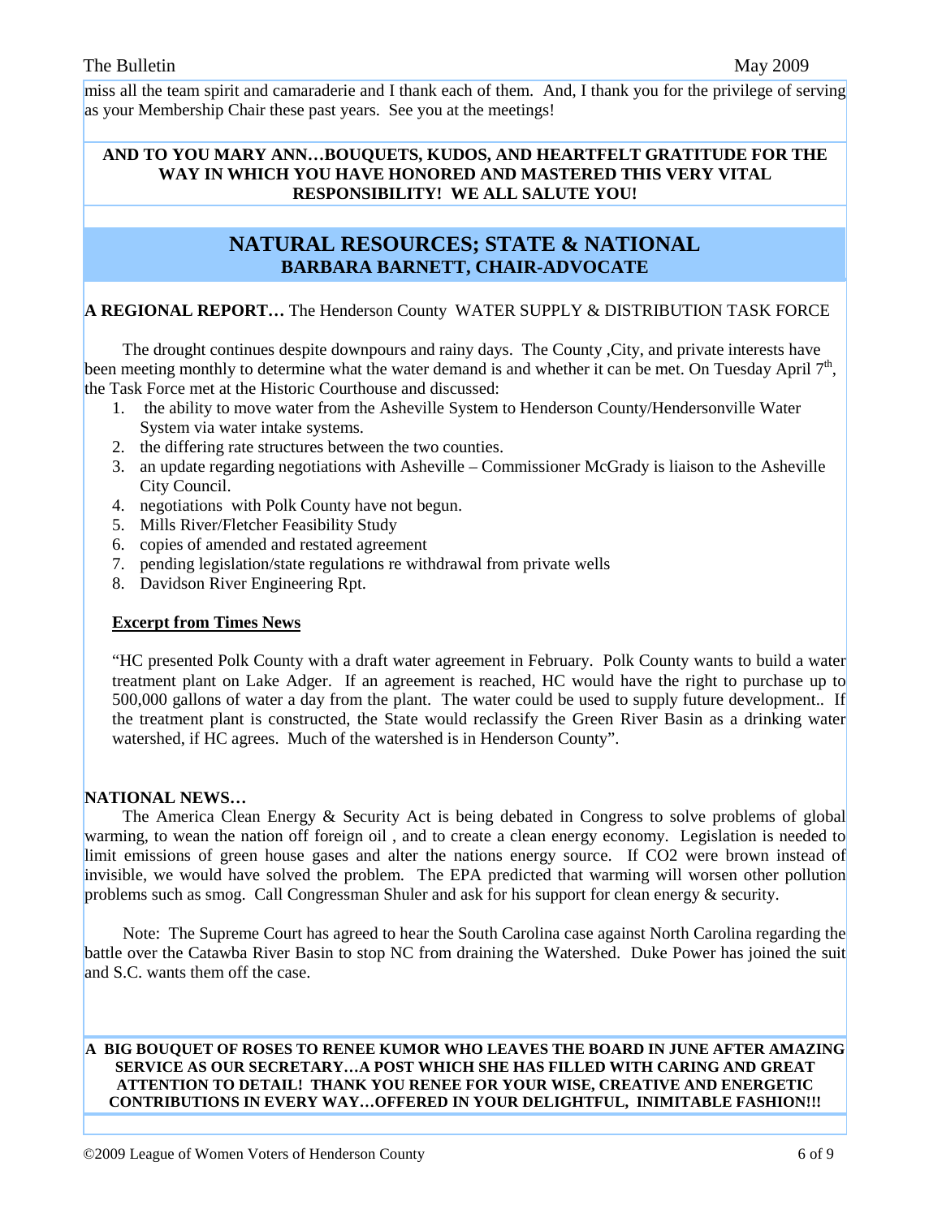miss all the team spirit and camaraderie and I thank each of them. And, I thank you for the privilege of serving as your Membership Chair these past years. See you at the meetings!

**AND TO YOU MARY ANN…BOUQUETS, KUDOS, AND HEARTFELT GRATITUDE FOR THE WAY IN WHICH YOU HAVE HONORED AND MASTERED THIS VERY VITAL RESPONSIBILITY! WE ALL SALUTE YOU!**

## NATURAL RESOURCES; STATE & NATIONAL

### BARBARA BARNETT, CHAIR-ADVOCATE

**A REGIONAL REPORT…** The Henderson County WATER SUPPLY & DISTRIBUTION TASK FORCE

The drought continues despite downpours and rainy days. The County ,City, and private interests have been meeting monthly to determine what the water demand is and whether it can be met. On Tuesday April 7th, the Task Force met at the Historic Courthouse and discussed:

1. the ability to move water from the Asheville System to Henderson County/Hendersonville Water System via water intake systems.
2. the differing rate structures between the two counties.
3. an update regarding negotiations with Asheville – Commissioner McGrady is liaison to the Asheville City Council.
4. negotiations with Polk County have not begun.
5. Mills River/Fletcher Feasibility Study
6. copies of amended and restated agreement
7. pending legislation/state regulations re withdrawal from private wells
8. Davidson River Engineering Rpt.

**Excerpt from Times News**

"HC presented Polk County with a draft water agreement in February. Polk County wants to build a water treatment plant on Lake Adger. If an agreement is reached, HC would have the right to purchase up to 500,000 gallons of water a day from the plant. The water could be used to supply future development.. If the treatment plant is constructed, the State would reclassify the Green River Basin as a drinking water watershed, if HC agrees. Much of the watershed is in Henderson County".

**NATIONAL NEWS…**

The America Clean Energy & Security Act is being debated in Congress to solve problems of global warming, to wean the nation off foreign oil , and to create a clean energy economy. Legislation is needed to limit emissions of green house gases and alter the nations energy source. If $CO_2$ were brown instead of invisible, we would have solved the problem. The EPA predicted that warming will worsen other pollution problems such as smog. Call Congressman Shuler and ask for his support for clean energy & security.

Note: The Supreme Court has agreed to hear the South Carolina case against North Carolina regarding the battle over the Catawba River Basin to stop NC from draining the Watershed. Duke Power has joined the suit and S.C. wants them off the case.

**A BIG BOUQUET OF ROSES TO RENEE KUMOR WHO LEAVES THE BOARD IN JUNE AFTER AMAZING SERVICE AS OUR SECRETARY…A POST WHICH SHE HAS FILLED WITH CARING AND GREAT ATTENTION TO DETAIL! THANK YOU RENEE FOR YOUR WISE, CREATIVE AND ENERGETIC CONTRIBUTIONS IN EVERY WAY…OFFERED IN YOUR DELIGHTFUL, INIMITABLE FASHION!!!**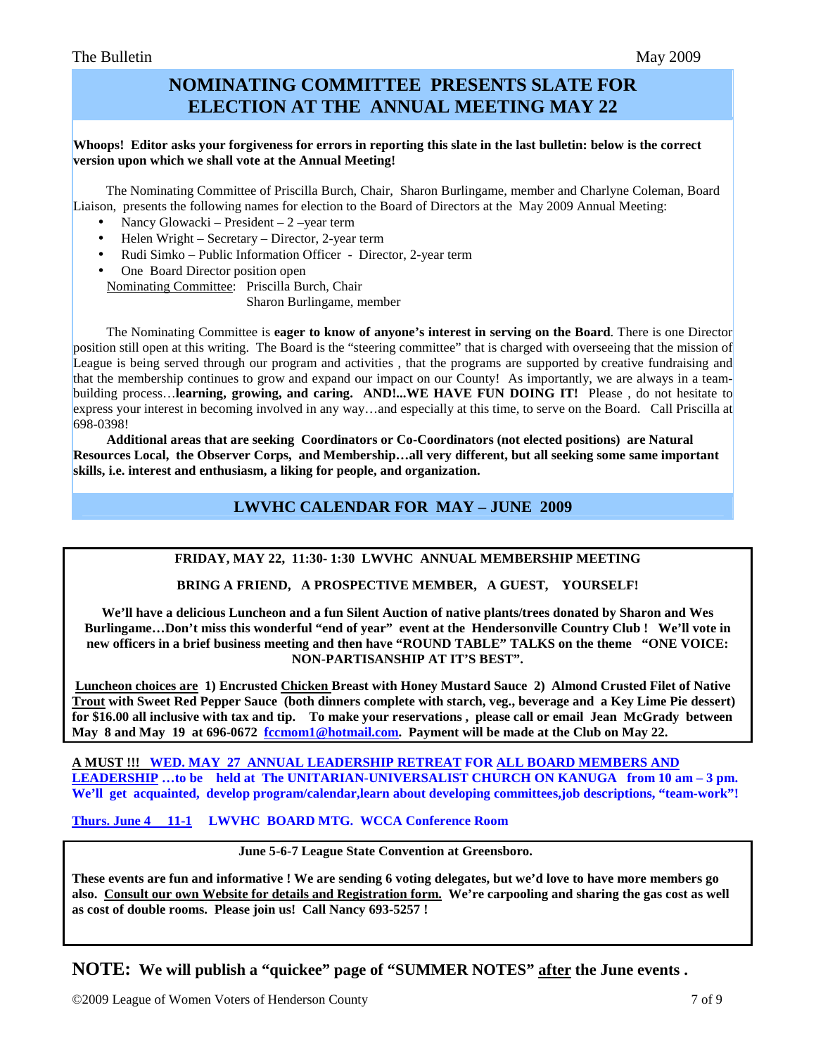# NOMINATING COMMITTEE PRESENTS SLATE FOR ELECTION AT THE ANNUAL MEETING MAY 22

**Whoops! Editor asks your forgiveness for errors in reporting this slate in the last bulletin: below is the correct version upon which we shall vote at the Annual Meeting!**

The Nominating Committee of Priscilla Burch, Chair, Sharon Burlingame, member and Charlyne Coleman, Board Liaison, presents the following names for election to the Board of Directors at the May 2009 Annual Meeting:

- Nancy Glowacki – President – 2 –year term
- Helen Wright – Secretary – Director, 2-year term
- Rudi Simko – Public Information Officer - Director, 2-year term
- One Board Director position open

Nominating Committee: Priscilla Burch, Chair
Sharon Burlingame, member

The Nominating Committee is **eager to know of anyone's interest in serving on the Board**. There is one Director position still open at this writing. The Board is the "steering committee" that is charged with overseeing that the mission of League is being served through our program and activities , that the programs are supported by creative fundraising and that the membership continues to grow and expand our impact on our County! As importantly, we are always in a team-building process…**learning, growing, and caring. AND!...WE HAVE FUN DOING IT!** Please , do not hesitate to express your interest in becoming involved in any way…and especially at this time, to serve on the Board. Call Priscilla at 698-0398!

**Additional areas that are seeking Coordinators or Co-Coordinators (not elected positions) are Natural Resources Local, the Observer Corps, and Membership…all very different, but all seeking some same important skills, i.e. interest and enthusiasm, a liking for people, and organization.**

## LWVHC CALENDAR FOR MAY – JUNE 2009

**FRIDAY, MAY 22, 11:30- 1:30 LWVHC ANNUAL MEMBERSHIP MEETING**

**BRING A FRIEND, A PROSPECTIVE MEMBER, A GUEST, YOURSELF!**

**We'll have a delicious Luncheon and a fun Silent Auction of native plants/trees donated by Sharon and Wes Burlingame…Don't miss this wonderful "end of year" event at the Hendersonville Country Club ! We'll vote in new officers in a brief business meeting and then have "ROUND TABLE" TALKS on the theme "ONE VOICE: NON-PARTISANSHIP AT IT'S BEST".**

**Luncheon choices are 1) Encrusted Chicken Breast with Honey Mustard Sauce 2) Almond Crusted Filet of Native Trout with Sweet Red Pepper Sauce (both dinners complete with starch, veg., beverage and a Key Lime Pie dessert) for $16.00 all inclusive with tax and tip. To make your reservations , please call or email Jean McGrady between May 8 and May 19 at 696-0672 fccmom1@hotmail.com. Payment will be made at the Club on May 22.**

**A MUST !!! WED. MAY 27 ANNUAL LEADERSHIP RETREAT FOR ALL BOARD MEMBERS AND LEADERSHIP …to be held at The UNITARIAN-UNIVERSALIST CHURCH ON KANUGA from 10 am – 3 pm. We'll get acquainted, develop program/calendar,learn about developing committees,job descriptions, "team-work"!**

**Thurs. June 4 11-1 LWVHC BOARD MTG. WCCA Conference Room**

**June 5-6-7 League State Convention at Greensboro.**

**These events are fun and informative ! We are sending 6 voting delegates, but we'd love to have more members go also. Consult our own Website for details and Registration form. We're carpooling and sharing the gas cost as well as cost of double rooms. Please join us! Call Nancy 693-5257 !**

**NOTE: We will publish a "quickee" page of "SUMMER NOTES" after the June events .**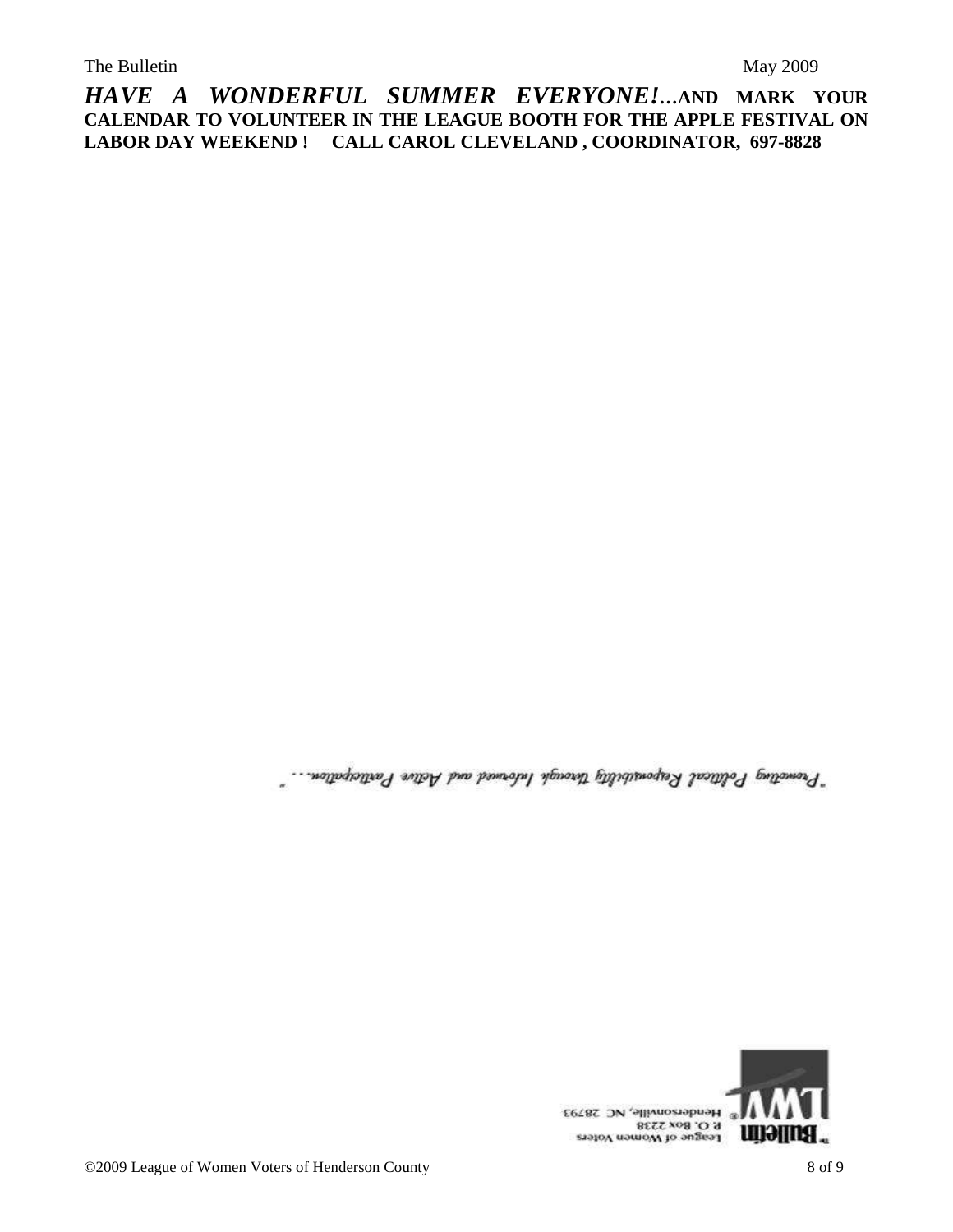***HAVE A WONDERFUL SUMMER EVERYONE!***...**AND MARK YOUR CALENDAR TO VOLUNTEER IN THE LEAGUE BOOTH FOR THE APPLE FESTIVAL ON LABOR DAY WEEKEND ! CALL CAROL CLEVELAND , COORDINATOR, 697-8828**

"Promoting Political Responsibility through Informed and Active Participation...."

The Bulletin
LWV
League of Women Voters
P.O. Box 2238
Hendersonville, NC 28793

©2009 League of Women Voters of Henderson County